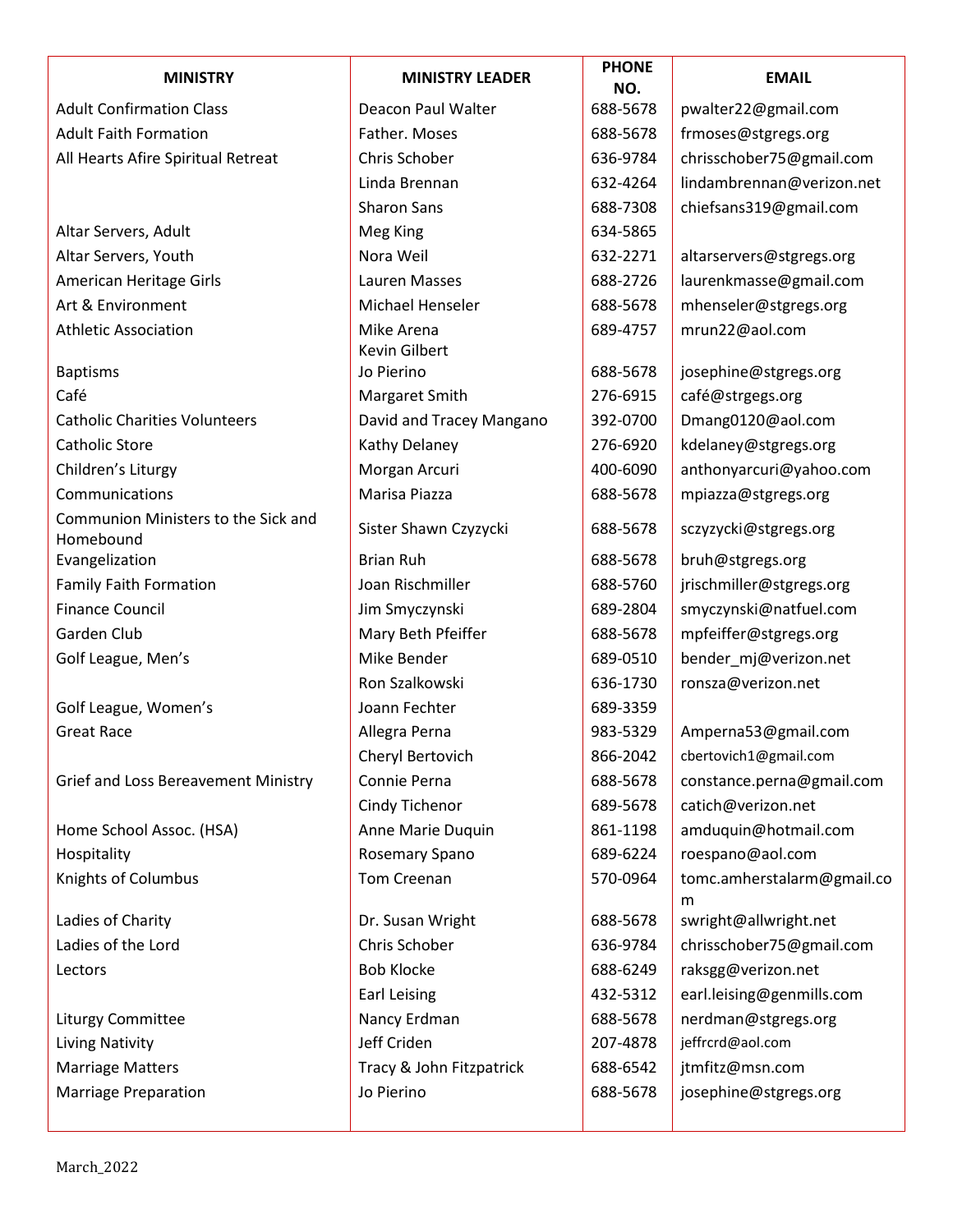| MINISTRY | MINISTRY LEADER | PHONE NO. | EMAIL |
|---|---|---|---|
| Adult Confirmation Class | Deacon Paul Walter | 688-5678 | pwalter22@gmail.com |
| Adult Faith Formation | Father. Moses | 688-5678 | frmoses@stgregs.org |
| All Hearts Afire Spiritual Retreat | Chris Schober | 636-9784 | chrisschober75@gmail.com |
| | Linda Brennan | 632-4264 | lindambrennan@verizon.net |
| | Sharon Sans | 688-7308 | chiefsans319@gmail.com |
| Altar Servers, Adult | Meg King | 634-5865 | |
| Altar Servers, Youth | Nora Weil | 632-2271 | altarservers@stgregs.org |
| American Heritage Girls | Lauren Masses | 688-2726 | laurenkmasse@gmail.com |
| Art & Environment | Michael Henseler | 688-5678 | mhenseler@stgregs.org |
| Athletic Association | Mike Arena<br>Kevin Gilbert | 689-4757 | mrun22@aol.com |
| Baptisms | Jo Pierino | 688-5678 | josephine@stgregs.org |
| Café | Margaret Smith | 276-6915 | café@strgegs.org |
| Catholic Charities Volunteers | David and Tracey Mangano | 392-0700 | Dmang0120@aol.com |
| Catholic Store | Kathy Delaney | 276-6920 | kdelaney@stgregs.org |
| Children's Liturgy | Morgan Arcuri | 400-6090 | anthonyarcuri@yahoo.com |
| Communications | Marisa Piazza | 688-5678 | mpiazza@stgregs.org |
| Communion Ministers to the Sick and Homebound | Sister Shawn Czyzycki | 688-5678 | sczyzycki@stgregs.org |
| Evangelization | Brian Ruh | 688-5678 | bruh@stgregs.org |
| Family Faith Formation | Joan Rischmiller | 688-5760 | jrischmiller@stgregs.org |
| Finance Council | Jim Smyczynski | 689-2804 | smyczynski@natfuel.com |
| Garden Club | Mary Beth Pfeiffer | 688-5678 | mpfeiffer@stgregs.org |
| Golf League, Men's | Mike Bender | 689-0510 | bender_mj@verizon.net |
| | Ron Szalkowski | 636-1730 | ronsza@verizon.net |
| Golf League, Women's | Joann Fechter | 689-3359 | |
| Great Race | Allegra Perna | 983-5329 | Amperna53@gmail.com |
| | Cheryl Bertovich | 866-2042 | cbertovich1@gmail.com |
| Grief and Loss Bereavement Ministry | Connie Perna | 688-5678 | constance.perna@gmail.com |
| | Cindy Tichenor | 689-5678 | catich@verizon.net |
| Home School Assoc. (HSA) | Anne Marie Duquin | 861-1198 | amduquin@hotmail.com |
| Hospitality | Rosemary Spano | 689-6224 | roespano@aol.com |
| Knights of Columbus | Tom Creenan | 570-0964 | tomc.amherstalarm@gmail.com |
| Ladies of Charity | Dr. Susan Wright | 688-5678 | swright@allwright.net |
| Ladies of the Lord | Chris Schober | 636-9784 | chrisschober75@gmail.com |
| Lectors | Bob Klocke | 688-6249 | raksgg@verizon.net |
| | Earl Leising | 432-5312 | earl.leising@genmills.com |
| Liturgy Committee | Nancy Erdman | 688-5678 | nerdman@stgregs.org |
| Living Nativity | Jeff Criden | 207-4878 | jeffrcrd@aol.com |
| Marriage Matters | Tracy & John Fitzpatrick | 688-6542 | jtmfitz@msn.com |
| Marriage Preparation | Jo Pierino | 688-5678 | josephine@stgregs.org |

March_2022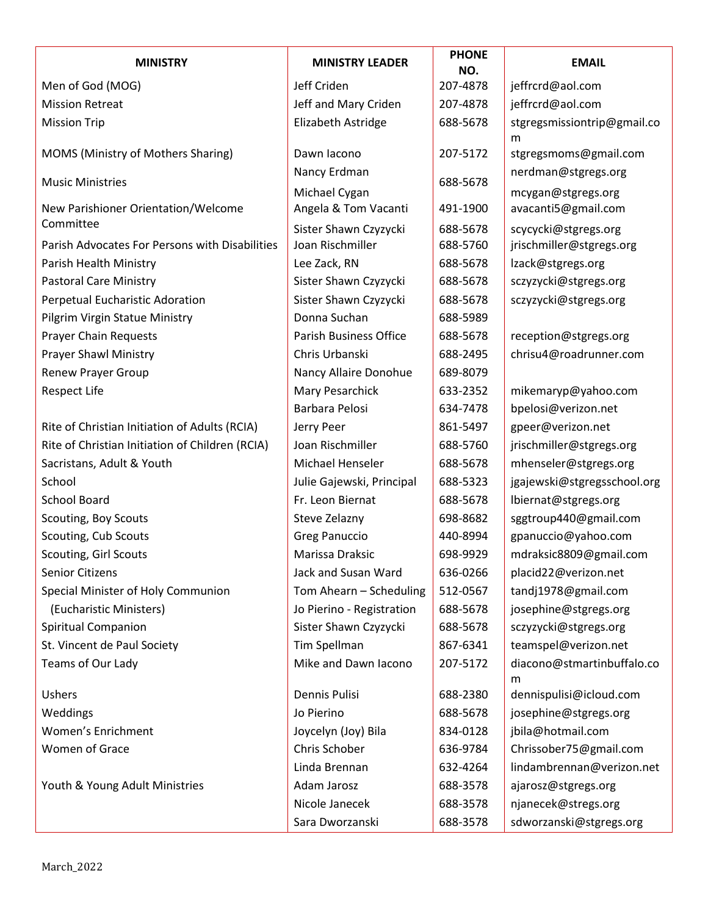| MINISTRY | MINISTRY LEADER | PHONE NO. | EMAIL |
|---|---|---|---|
| Men of God (MOG) | Jeff Criden | 207-4878 | jeffrcrd@aol.com |
| Mission Retreat | Jeff and Mary Criden | 207-4878 | jeffrcrd@aol.com |
| Mission Trip | Elizabeth Astridge | 688-5678 | stgregsmissiontrip@gmail.com |
| MOMS (Ministry of Mothers Sharing) | Dawn Iacono | 207-5172 | stgregsmoms@gmail.com |
| Music Ministries | Nancy Erdman | 688-5678 | nerdman@stgregs.org |
| | Michael Cygan | | mcygan@stgregs.org |
| New Parishioner Orientation/Welcome Committee | Angela & Tom Vacanti | 491-1900 | avacanti5@gmail.com |
| | Sister Shawn Czyzycki | 688-5678 | scycycki@stgregs.org |
| Parish Advocates For Persons with Disabilities | Joan Rischmiller | 688-5760 | jrischmiller@stgregs.org |
| Parish Health Ministry | Lee Zack, RN | 688-5678 | lzack@stgregs.org |
| Pastoral Care Ministry | Sister Shawn Czyzycki | 688-5678 | sczyzycki@stgregs.org |
| Perpetual Eucharistic Adoration | Sister Shawn Czyzycki | 688-5678 | sczyzycki@stgregs.org |
| Pilgrim Virgin Statue Ministry | Donna Suchan | 688-5989 | |
| Prayer Chain Requests | Parish Business Office | 688-5678 | reception@stgregs.org |
| Prayer Shawl Ministry | Chris Urbanski | 688-2495 | chrisu4@roadrunner.com |
| Renew Prayer Group | Nancy Allaire Donohue | 689-8079 | |
| Respect Life | Mary Pesarchick | 633-2352 | mikemaryp@yahoo.com |
| | Barbara Pelosi | 634-7478 | bpelosi@verizon.net |
| Rite of Christian Initiation of Adults (RCIA) | Jerry Peer | 861-5497 | gpeer@verizon.net |
| Rite of Christian Initiation of Children (RCIA) | Joan Rischmiller | 688-5760 | jrischmiller@stgregs.org |
| Sacristans, Adult & Youth | Michael Henseler | 688-5678 | mhenseler@stgregs.org |
| School | Julie Gajewski, Principal | 688-5323 | jgajewski@stgregsschool.org |
| School Board | Fr. Leon Biernat | 688-5678 | lbiernat@stgregs.org |
| Scouting, Boy Scouts | Steve Zelazny | 698-8682 | sggtroup440@gmail.com |
| Scouting, Cub Scouts | Greg Panuccio | 440-8994 | gpanuccio@yahoo.com |
| Scouting, Girl Scouts | Marissa Draksic | 698-9929 | mdraksic8809@gmail.com |
| Senior Citizens | Jack and Susan Ward | 636-0266 | placid22@verizon.net |
| Special Minister of Holy Communion | Tom Ahearn – Scheduling | 512-0567 | tandj1978@gmail.com |
| (Eucharistic Ministers) | Jo Pierino - Registration | 688-5678 | josephine@stgregs.org |
| Spiritual Companion | Sister Shawn Czyzycki | 688-5678 | sczyzycki@stgregs.org |
| St. Vincent de Paul Society | Tim Spellman | 867-6341 | teamspel@verizon.net |
| Teams of Our Lady | Mike and Dawn Iacono | 207-5172 | diacono@stmartinbuffalo.com |
| Ushers | Dennis Pulisi | 688-2380 | dennispulisi@icloud.com |
| Weddings | Jo Pierino | 688-5678 | josephine@stgregs.org |
| Women's Enrichment | Joycelyn (Joy) Bila | 834-0128 | jbila@hotmail.com |
| Women of Grace | Chris Schober | 636-9784 | Chrissober75@gmail.com |
| | Linda Brennan | 632-4264 | lindambrennan@verizon.net |
| Youth & Young Adult Ministries | Adam Jarosz | 688-3578 | ajarosz@stgregs.org |
| | Nicole Janecek | 688-3578 | njanecek@stregs.org |
| | Sara Dworzanski | 688-3578 | sdworzanski@stgregs.org |

March_2022